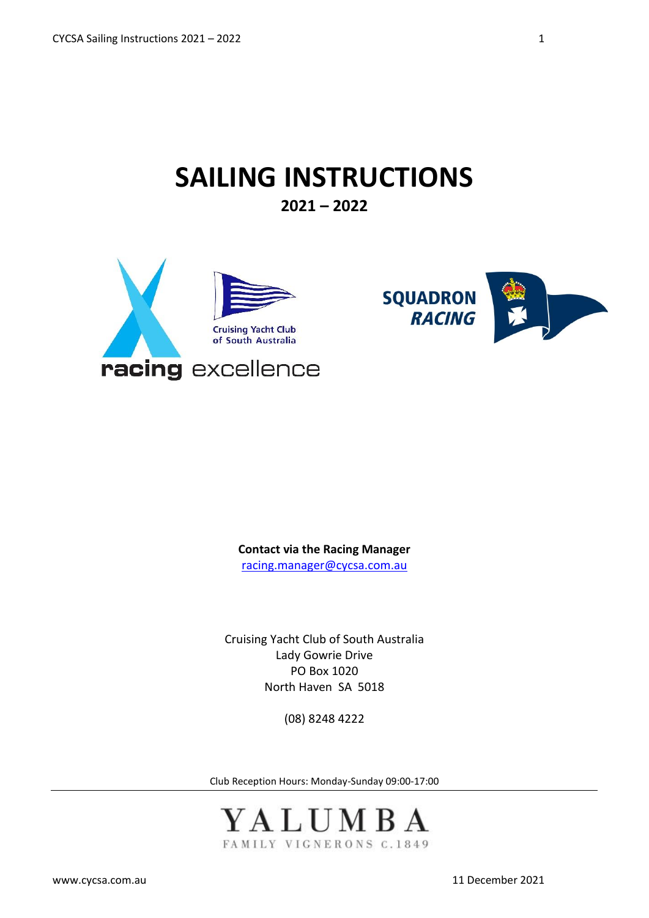# SAILING INSTRUCTIONS

## 2021 – 2022

Cruising Yacht Club of South Australia

**racing** excellence

**SQUADRON RACING**

**Contact via the Racing Manager**
racing.manager@cycsa.com.au

Cruising Yacht Club of South Australia
Lady Gowrie Drive
PO Box 1020
North Haven SA 5018

(08) 8248 4222

Club Reception Hours: Monday-Sunday 09:00-17:00

YALUMBA
FAMILY VIGNERONS C.1849

www.cycsa.com.au

11 December 2021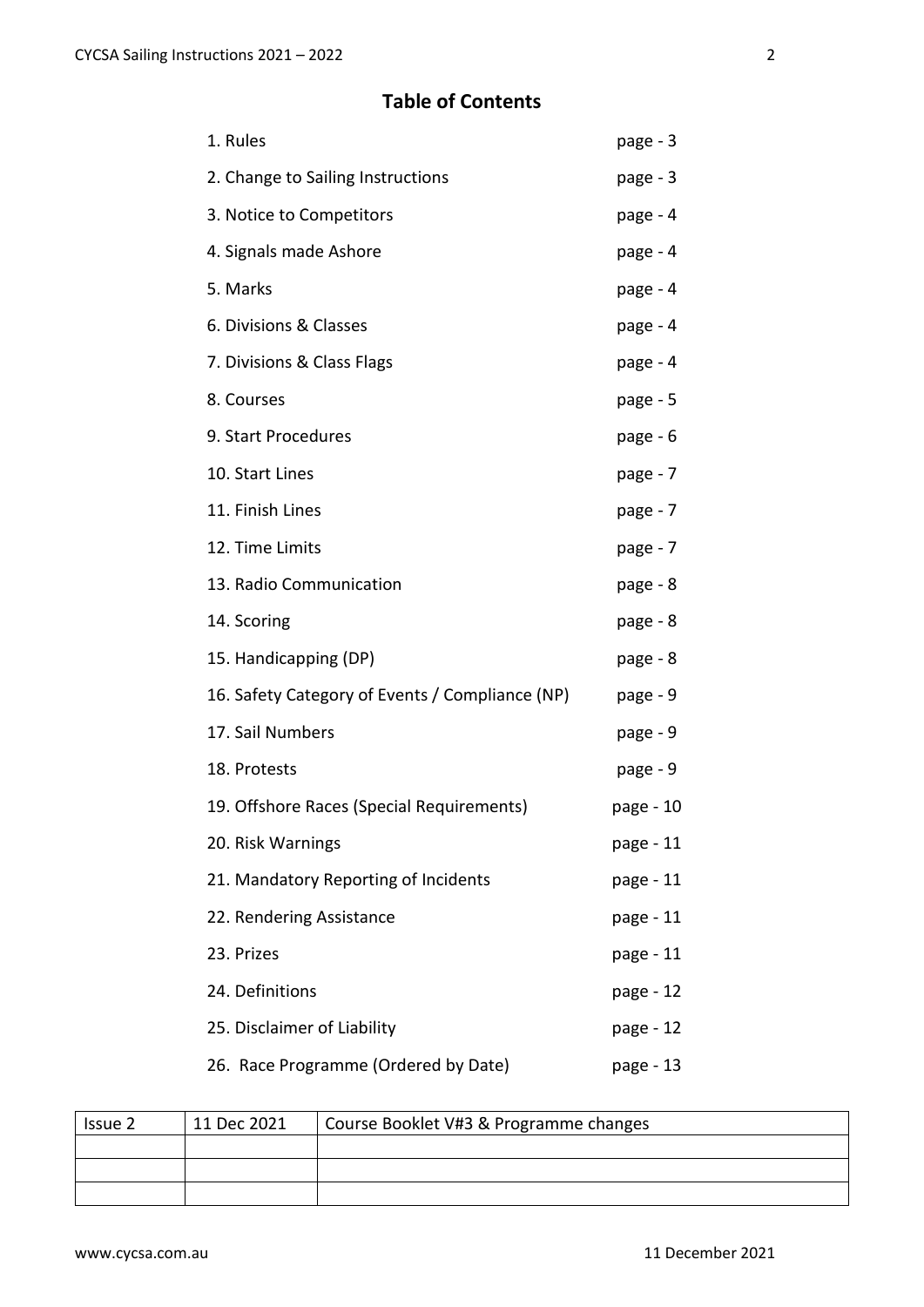## Table of Contents

| | |
|---|---|
| 1. Rules | page - 3 |
| 2. Change to Sailing Instructions | page - 3 |
| 3. Notice to Competitors | page - 4 |
| 4. Signals made Ashore | page - 4 |
| 5. Marks | page - 4 |
| 6. Divisions & Classes | page - 4 |
| 7. Divisions & Class Flags | page - 4 |
| 8. Courses | page - 5 |
| 9. Start Procedures | page - 6 |
| 10. Start Lines | page - 7 |
| 11. Finish Lines | page - 7 |
| 12. Time Limits | page - 7 |
| 13. Radio Communication | page - 8 |
| 14. Scoring | page - 8 |
| 15. Handicapping (DP) | page - 8 |
| 16. Safety Category of Events / Compliance (NP) | page - 9 |
| 17. Sail Numbers | page - 9 |
| 18. Protests | page - 9 |
| 19. Offshore Races (Special Requirements) | page - 10 |
| 20. Risk Warnings | page - 11 |
| 21. Mandatory Reporting of Incidents | page - 11 |
| 22. Rendering Assistance | page - 11 |
| 23. Prizes | page - 11 |
| 24. Definitions | page - 12 |
| 25. Disclaimer of Liability | page - 12 |
| 26. Race Programme (Ordered by Date) | page - 13 |

| Issue 2 | 11 Dec 2021 | Course Booklet V#3 & Programme changes |
|---|---|---|
| | | |
| | | |
| | | |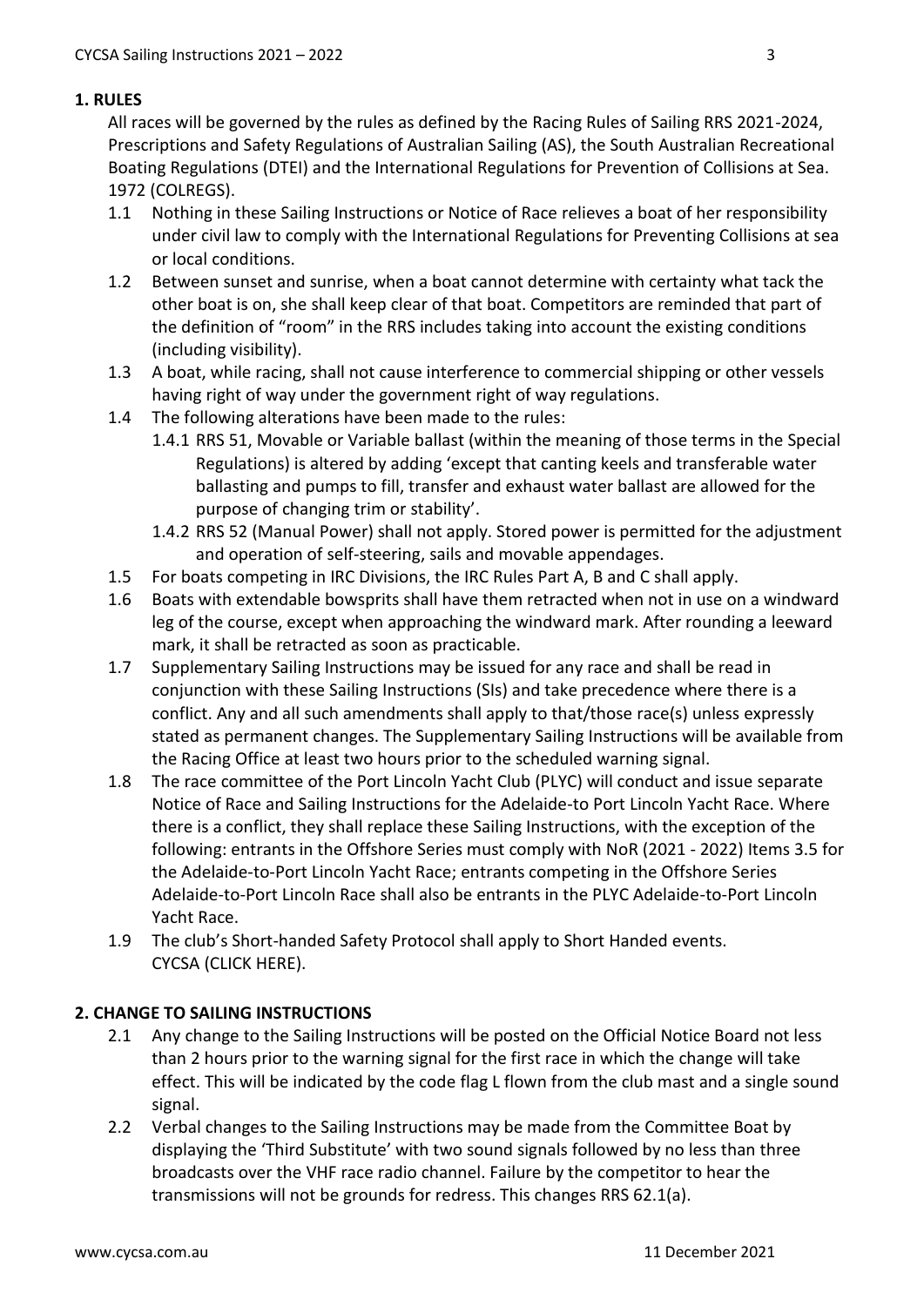## 1. RULES

All races will be governed by the rules as defined by the Racing Rules of Sailing RRS 2021-2024, Prescriptions and Safety Regulations of Australian Sailing (AS), the South Australian Recreational Boating Regulations (DTEI) and the International Regulations for Prevention of Collisions at Sea. 1972 (COLREGS).

1.1 Nothing in these Sailing Instructions or Notice of Race relieves a boat of her responsibility under civil law to comply with the International Regulations for Preventing Collisions at sea or local conditions.

1.2 Between sunset and sunrise, when a boat cannot determine with certainty what tack the other boat is on, she shall keep clear of that boat. Competitors are reminded that part of the definition of "room" in the RRS includes taking into account the existing conditions (including visibility).

1.3 A boat, while racing, shall not cause interference to commercial shipping or other vessels having right of way under the government right of way regulations.

1.4 The following alterations have been made to the rules:

1.4.1 RRS 51, Movable or Variable ballast (within the meaning of those terms in the Special Regulations) is altered by adding 'except that canting keels and transferable water ballasting and pumps to fill, transfer and exhaust water ballast are allowed for the purpose of changing trim or stability'.

1.4.2 RRS 52 (Manual Power) shall not apply. Stored power is permitted for the adjustment and operation of self-steering, sails and movable appendages.

1.5 For boats competing in IRC Divisions, the IRC Rules Part A, B and C shall apply.

1.6 Boats with extendable bowsprits shall have them retracted when not in use on a windward leg of the course, except when approaching the windward mark. After rounding a leeward mark, it shall be retracted as soon as practicable.

1.7 Supplementary Sailing Instructions may be issued for any race and shall be read in conjunction with these Sailing Instructions (SIs) and take precedence where there is a conflict. Any and all such amendments shall apply to that/those race(s) unless expressly stated as permanent changes. The Supplementary Sailing Instructions will be available from the Racing Office at least two hours prior to the scheduled warning signal.

1.8 The race committee of the Port Lincoln Yacht Club (PLYC) will conduct and issue separate Notice of Race and Sailing Instructions for the Adelaide-to Port Lincoln Yacht Race. Where there is a conflict, they shall replace these Sailing Instructions, with the exception of the following: entrants in the Offshore Series must comply with NoR (2021 - 2022) Items 3.5 for the Adelaide-to-Port Lincoln Yacht Race; entrants competing in the Offshore Series Adelaide-to-Port Lincoln Race shall also be entrants in the PLYC Adelaide-to-Port Lincoln Yacht Race.

1.9 The club's Short-handed Safety Protocol shall apply to Short Handed events. CYCSA (CLICK HERE).

## 2. CHANGE TO SAILING INSTRUCTIONS

2.1 Any change to the Sailing Instructions will be posted on the Official Notice Board not less than 2 hours prior to the warning signal for the first race in which the change will take effect. This will be indicated by the code flag L flown from the club mast and a single sound signal.

2.2 Verbal changes to the Sailing Instructions may be made from the Committee Boat by displaying the 'Third Substitute' with two sound signals followed by no less than three broadcasts over the VHF race radio channel. Failure by the competitor to hear the transmissions will not be grounds for redress. This changes RRS 62.1(a).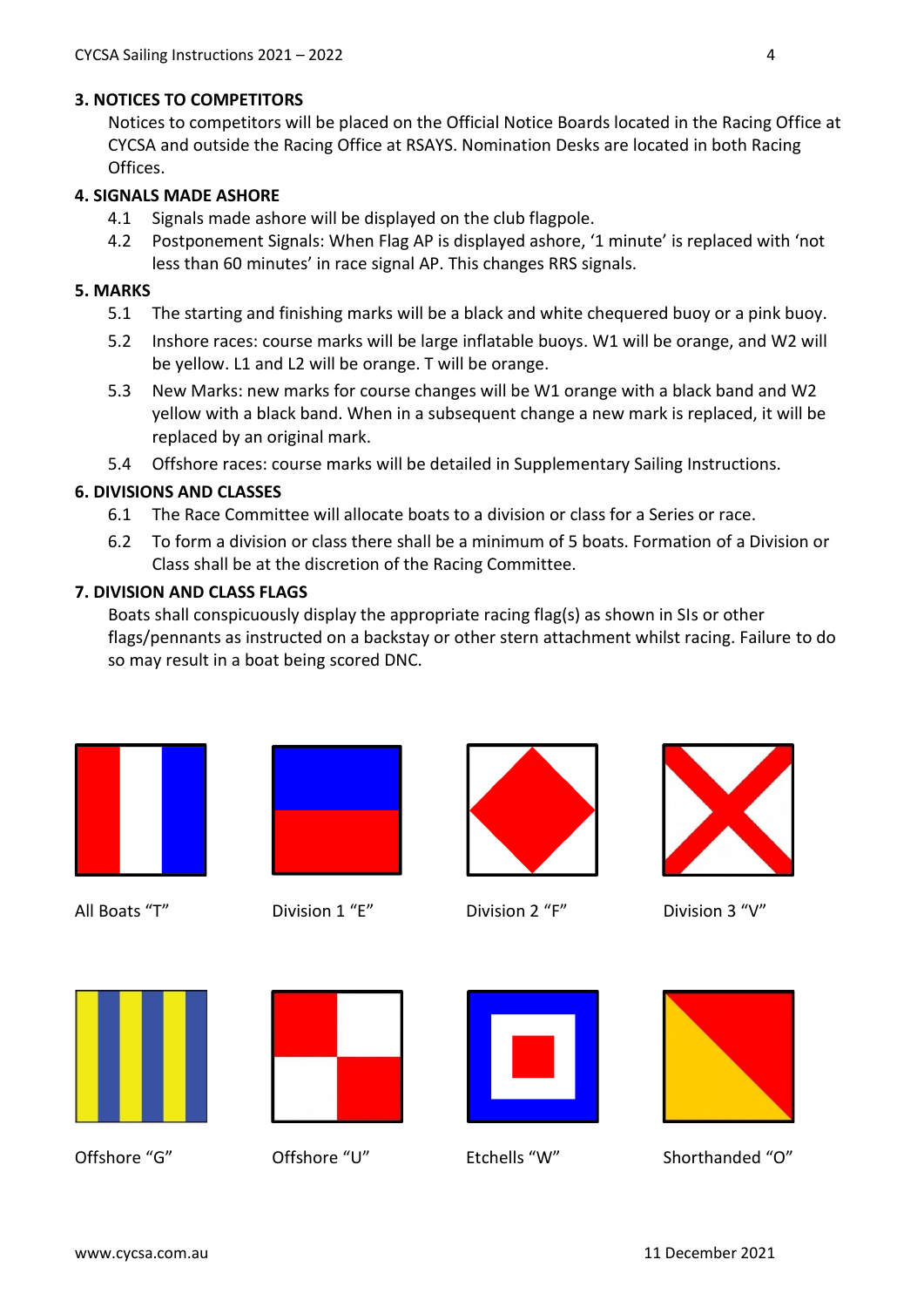## 3. NOTICES TO COMPETITORS

Notices to competitors will be placed on the Official Notice Boards located in the Racing Office at CYCSA and outside the Racing Office at RSAYS. Nomination Desks are located in both Racing Offices.

## 4. SIGNALS MADE ASHORE

4.1 Signals made ashore will be displayed on the club flagpole.

4.2 Postponement Signals: When Flag AP is displayed ashore, '1 minute' is replaced with 'not less than 60 minutes' in race signal AP. This changes RRS signals.

## 5. MARKS

5.1 The starting and finishing marks will be a black and white chequered buoy or a pink buoy.

5.2 Inshore races: course marks will be large inflatable buoys. W1 will be orange, and W2 will be yellow. L1 and L2 will be orange. T will be orange.

5.3 New Marks: new marks for course changes will be W1 orange with a black band and W2 yellow with a black band. When in a subsequent change a new mark is replaced, it will be replaced by an original mark.

5.4 Offshore races: course marks will be detailed in Supplementary Sailing Instructions.

## 6. DIVISIONS AND CLASSES

6.1 The Race Committee will allocate boats to a division or class for a Series or race.

6.2 To form a division or class there shall be a minimum of 5 boats. Formation of a Division or Class shall be at the discretion of the Racing Committee.

## 7. DIVISION AND CLASS FLAGS

Boats shall conspicuously display the appropriate racing flag(s) as shown in SIs or other flags/pennants as instructed on a backstay or other stern attachment whilst racing. Failure to do so may result in a boat being scored DNC.

All Boats "T"

Division 1 "E"

Division 2 "F"

Division 3 "V"

Offshore "G"

Offshore "U"

Etchells "W"

Shorthanded "O"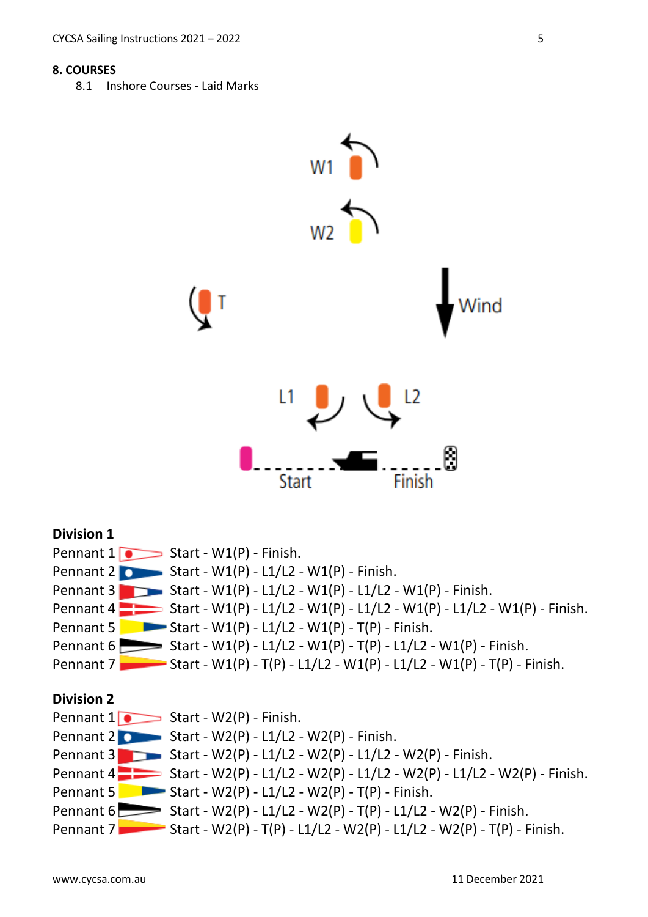## 8. COURSES

8.1 Inshore Courses - Laid Marks

W1

W2

T

Wind

L1 L2

Start Finish

**Division 1**

Pennant 1 Start - W1(P) - Finish.
Pennant 2 Start - W1(P) - L1/L2 - W1(P) - Finish.
Pennant 3 Start - W1(P) - L1/L2 - W1(P) - L1/L2 - W1(P) - Finish.
Pennant 4 Start - W1(P) - L1/L2 - W1(P) - L1/L2 - W1(P) - L1/L2 - W1(P) - Finish.
Pennant 5 Start - W1(P) - L1/L2 - W1(P) - T(P) - Finish.
Pennant 6 Start - W1(P) - L1/L2 - W1(P) - T(P) - L1/L2 - W1(P) - Finish.
Pennant 7 Start - W1(P) - T(P) - L1/L2 - W1(P) - L1/L2 - W1(P) - T(P) - Finish.

**Division 2**

Pennant 1 Start - W2(P) - Finish.
Pennant 2 Start - W2(P) - L1/L2 - W2(P) - Finish.
Pennant 3 Start - W2(P) - L1/L2 - W2(P) - L1/L2 - W2(P) - Finish.
Pennant 4 Start - W2(P) - L1/L2 - W2(P) - L1/L2 - W2(P) - L1/L2 - W2(P) - Finish.
Pennant 5 Start - W2(P) - L1/L2 - W2(P) - T(P) - Finish.
Pennant 6 Start - W2(P) - L1/L2 - W2(P) - T(P) - L1/L2 - W2(P) - Finish.
Pennant 7 Start - W2(P) - T(P) - L1/L2 - W2(P) - L1/L2 - W2(P) - T(P) - Finish.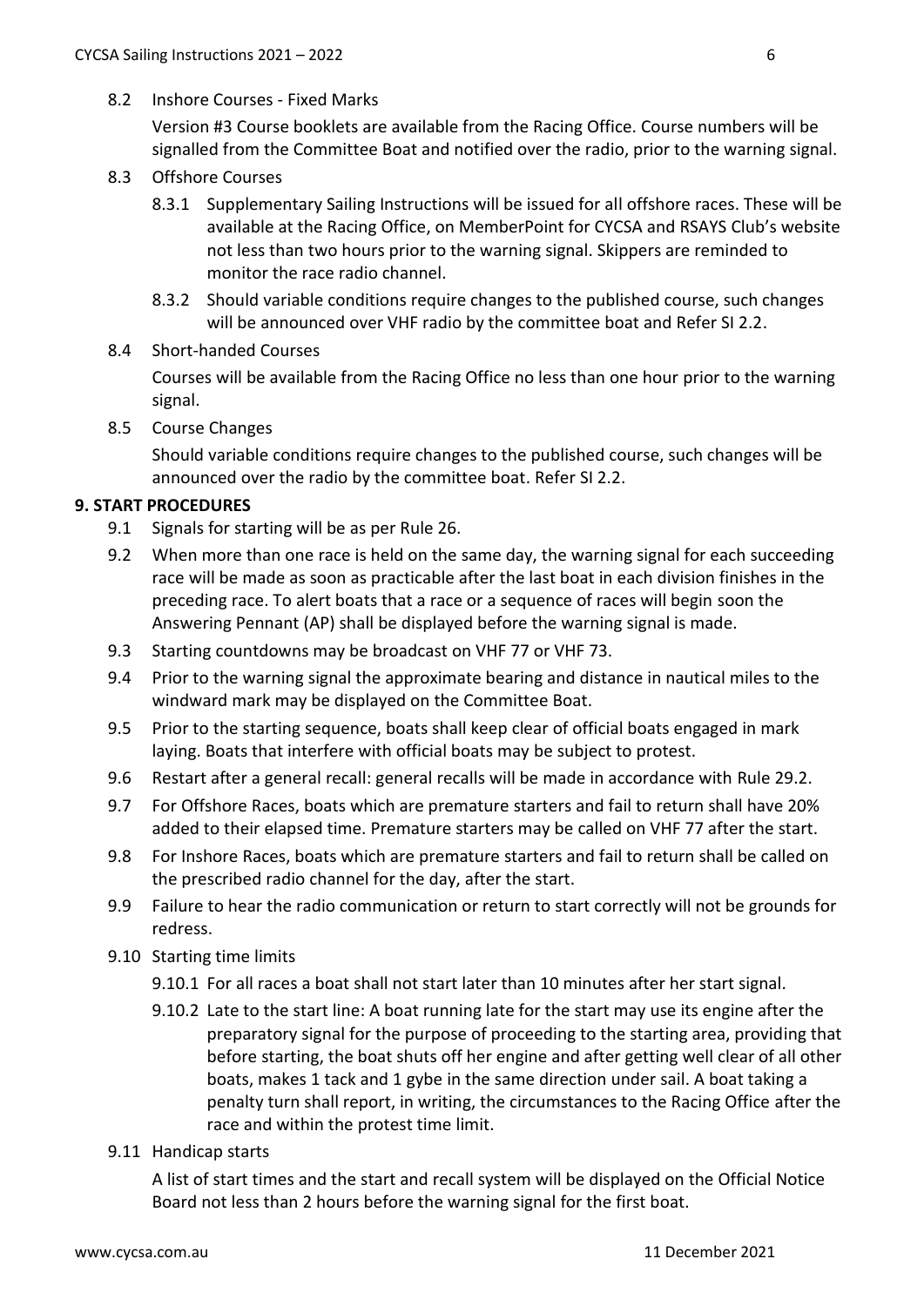8.2 Inshore Courses - Fixed Marks

Version #3 Course booklets are available from the Racing Office. Course numbers will be signalled from the Committee Boat and notified over the radio, prior to the warning signal.

8.3 Offshore Courses

8.3.1 Supplementary Sailing Instructions will be issued for all offshore races. These will be available at the Racing Office, on MemberPoint for CYCSA and RSAYS Club's website not less than two hours prior to the warning signal. Skippers are reminded to monitor the race radio channel.

8.3.2 Should variable conditions require changes to the published course, such changes will be announced over VHF radio by the committee boat and Refer SI 2.2.

8.4 Short-handed Courses

Courses will be available from the Racing Office no less than one hour prior to the warning signal.

8.5 Course Changes

Should variable conditions require changes to the published course, such changes will be announced over the radio by the committee boat. Refer SI 2.2.

## 9. START PROCEDURES

9.1 Signals for starting will be as per Rule 26.

9.2 When more than one race is held on the same day, the warning signal for each succeeding race will be made as soon as practicable after the last boat in each division finishes in the preceding race. To alert boats that a race or a sequence of races will begin soon the Answering Pennant (AP) shall be displayed before the warning signal is made.

9.3 Starting countdowns may be broadcast on VHF 77 or VHF 73.

9.4 Prior to the warning signal the approximate bearing and distance in nautical miles to the windward mark may be displayed on the Committee Boat.

9.5 Prior to the starting sequence, boats shall keep clear of official boats engaged in mark laying. Boats that interfere with official boats may be subject to protest.

9.6 Restart after a general recall: general recalls will be made in accordance with Rule 29.2.

9.7 For Offshore Races, boats which are premature starters and fail to return shall have 20% added to their elapsed time. Premature starters may be called on VHF 77 after the start.

9.8 For Inshore Races, boats which are premature starters and fail to return shall be called on the prescribed radio channel for the day, after the start.

9.9 Failure to hear the radio communication or return to start correctly will not be grounds for redress.

9.10 Starting time limits

9.10.1 For all races a boat shall not start later than 10 minutes after her start signal.

9.10.2 Late to the start line: A boat running late for the start may use its engine after the preparatory signal for the purpose of proceeding to the starting area, providing that before starting, the boat shuts off her engine and after getting well clear of all other boats, makes 1 tack and 1 gybe in the same direction under sail. A boat taking a penalty turn shall report, in writing, the circumstances to the Racing Office after the race and within the protest time limit.

9.11 Handicap starts

A list of start times and the start and recall system will be displayed on the Official Notice Board not less than 2 hours before the warning signal for the first boat.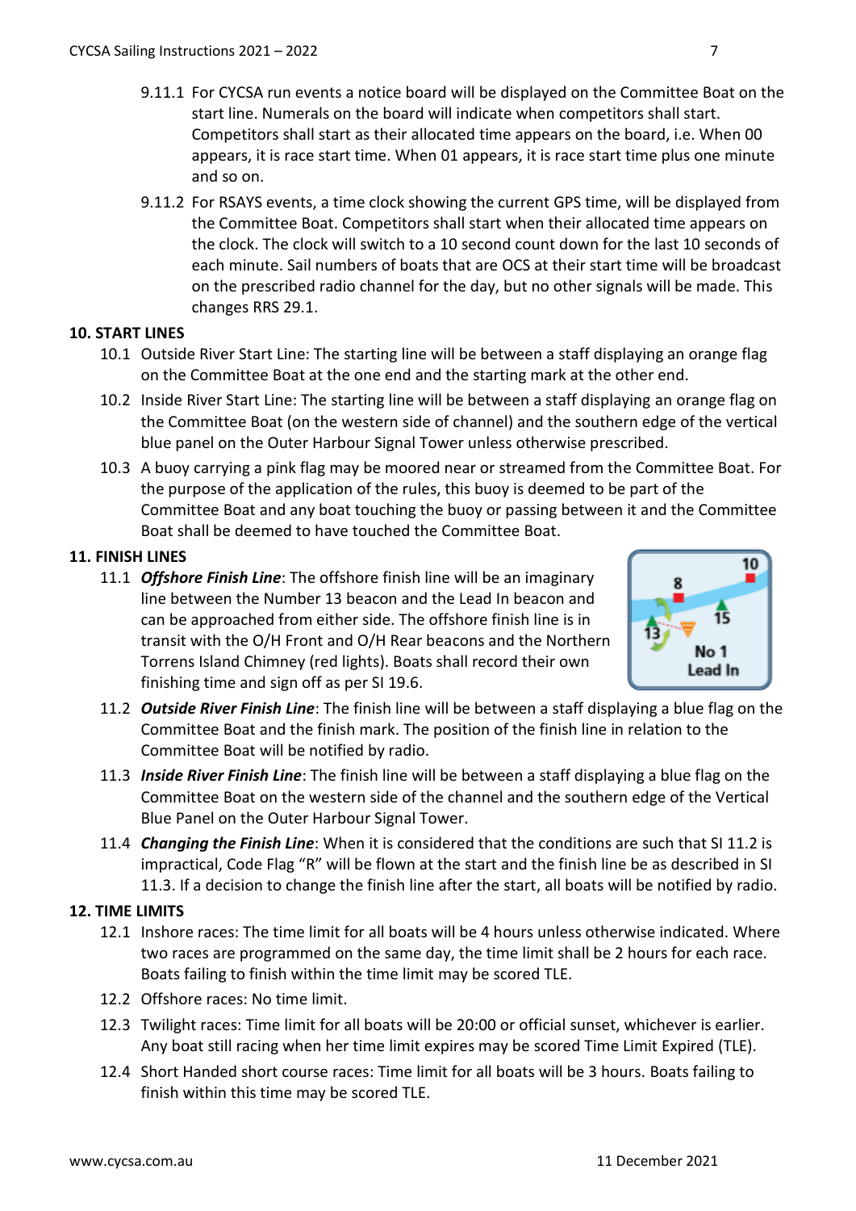9.11.1 For CYCSA run events a notice board will be displayed on the Committee Boat on the start line. Numerals on the board will indicate when competitors shall start. Competitors shall start as their allocated time appears on the board, i.e. When 00 appears, it is race start time. When 01 appears, it is race start time plus one minute and so on.

9.11.2 For RSAYS events, a time clock showing the current GPS time, will be displayed from the Committee Boat. Competitors shall start when their allocated time appears on the clock. The clock will switch to a 10 second count down for the last 10 seconds of each minute. Sail numbers of boats that are OCS at their start time will be broadcast on the prescribed radio channel for the day, but no other signals will be made. This changes RRS 29.1.

## 10. START LINES

10.1 Outside River Start Line: The starting line will be between a staff displaying an orange flag on the Committee Boat at the one end and the starting mark at the other end.

10.2 Inside River Start Line: The starting line will be between a staff displaying an orange flag on the Committee Boat (on the western side of channel) and the southern edge of the vertical blue panel on the Outer Harbour Signal Tower unless otherwise prescribed.

10.3 A buoy carrying a pink flag may be moored near or streamed from the Committee Boat. For the purpose of the application of the rules, this buoy is deemed to be part of the Committee Boat and any boat touching the buoy or passing between it and the Committee Boat shall be deemed to have touched the Committee Boat.

## 11. FINISH LINES

11.1 ***Offshore Finish Line***: The offshore finish line will be an imaginary line between the Number 13 beacon and the Lead In beacon and can be approached from either side. The offshore finish line is in transit with the O/H Front and O/H Rear beacons and the Northern Torrens Island Chimney (red lights). Boats shall record their own finishing time and sign off as per SI 19.6.

11.2 ***Outside River Finish Line***: The finish line will be between a staff displaying a blue flag on the Committee Boat and the finish mark. The position of the finish line in relation to the Committee Boat will be notified by radio.

11.3 ***Inside River Finish Line***: The finish line will be between a staff displaying a blue flag on the Committee Boat on the western side of the channel and the southern edge of the Vertical Blue Panel on the Outer Harbour Signal Tower.

11.4 ***Changing the Finish Line***: When it is considered that the conditions are such that SI 11.2 is impractical, Code Flag "R" will be flown at the start and the finish line be as described in SI 11.3. If a decision to change the finish line after the start, all boats will be notified by radio.

## 12. TIME LIMITS

12.1 Inshore races: The time limit for all boats will be 4 hours unless otherwise indicated. Where two races are programmed on the same day, the time limit shall be 2 hours for each race. Boats failing to finish within the time limit may be scored TLE.

12.2 Offshore races: No time limit.

12.3 Twilight races: Time limit for all boats will be 20:00 or official sunset, whichever is earlier. Any boat still racing when her time limit expires may be scored Time Limit Expired (TLE).

12.4 Short Handed short course races: Time limit for all boats will be 3 hours. Boats failing to finish within this time may be scored TLE.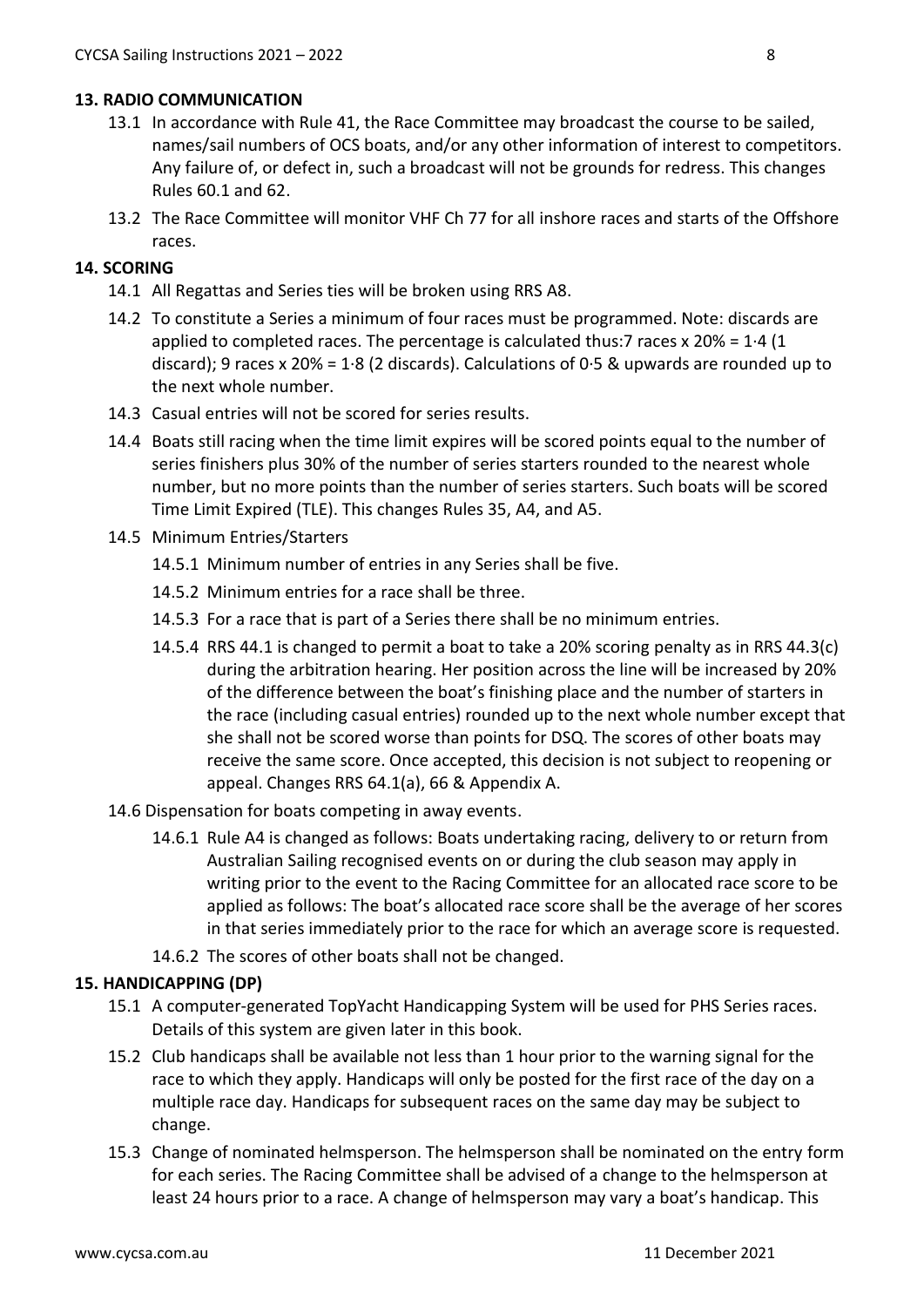## 13. RADIO COMMUNICATION

13.1 In accordance with Rule 41, the Race Committee may broadcast the course to be sailed, names/sail numbers of OCS boats, and/or any other information of interest to competitors. Any failure of, or defect in, such a broadcast will not be grounds for redress. This changes Rules 60.1 and 62.

13.2 The Race Committee will monitor VHF Ch 77 for all inshore races and starts of the Offshore races.

## 14. SCORING

14.1 All Regattas and Series ties will be broken using RRS A8.

14.2 To constitute a Series a minimum of four races must be programmed. Note: discards are applied to completed races. The percentage is calculated thus:7 races x 20% = 1·4 (1 discard); 9 races x 20% = 1·8 (2 discards). Calculations of 0·5 & upwards are rounded up to the next whole number.

14.3 Casual entries will not be scored for series results.

14.4 Boats still racing when the time limit expires will be scored points equal to the number of series finishers plus 30% of the number of series starters rounded to the nearest whole number, but no more points than the number of series starters. Such boats will be scored Time Limit Expired (TLE). This changes Rules 35, A4, and A5.

14.5 Minimum Entries/Starters

14.5.1 Minimum number of entries in any Series shall be five.

14.5.2 Minimum entries for a race shall be three.

14.5.3 For a race that is part of a Series there shall be no minimum entries.

14.5.4 RRS 44.1 is changed to permit a boat to take a 20% scoring penalty as in RRS 44.3(c) during the arbitration hearing. Her position across the line will be increased by 20% of the difference between the boat's finishing place and the number of starters in the race (including casual entries) rounded up to the next whole number except that she shall not be scored worse than points for DSQ. The scores of other boats may receive the same score. Once accepted, this decision is not subject to reopening or appeal. Changes RRS 64.1(a), 66 & Appendix A.

14.6 Dispensation for boats competing in away events.

14.6.1 Rule A4 is changed as follows: Boats undertaking racing, delivery to or return from Australian Sailing recognised events on or during the club season may apply in writing prior to the event to the Racing Committee for an allocated race score to be applied as follows: The boat's allocated race score shall be the average of her scores in that series immediately prior to the race for which an average score is requested.

14.6.2 The scores of other boats shall not be changed.

## 15. HANDICAPPING (DP)

15.1 A computer-generated TopYacht Handicapping System will be used for PHS Series races. Details of this system are given later in this book.

15.2 Club handicaps shall be available not less than 1 hour prior to the warning signal for the race to which they apply. Handicaps will only be posted for the first race of the day on a multiple race day. Handicaps for subsequent races on the same day may be subject to change.

15.3 Change of nominated helmsperson. The helmsperson shall be nominated on the entry form for each series. The Racing Committee shall be advised of a change to the helmsperson at least 24 hours prior to a race. A change of helmsperson may vary a boat's handicap. This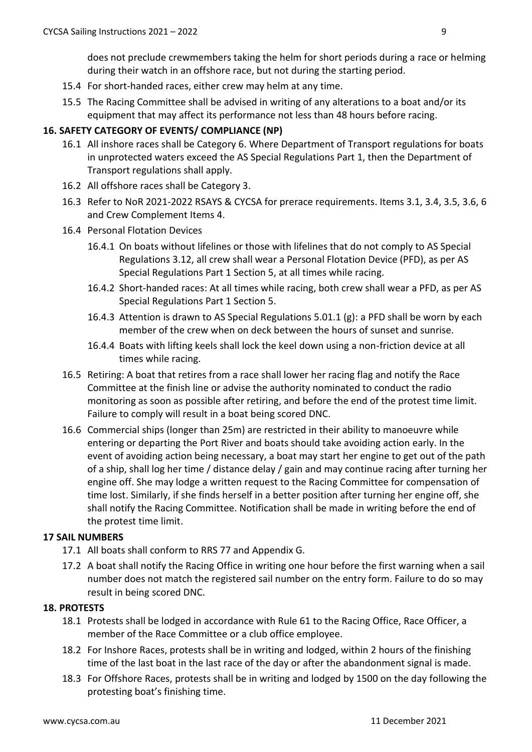does not preclude crewmembers taking the helm for short periods during a race or helming during their watch in an offshore race, but not during the starting period.

15.4 For short-handed races, either crew may helm at any time.

15.5 The Racing Committee shall be advised in writing of any alterations to a boat and/or its equipment that may affect its performance not less than 48 hours before racing.

**16. SAFETY CATEGORY OF EVENTS/ COMPLIANCE (NP)**

16.1 All inshore races shall be Category 6. Where Department of Transport regulations for boats in unprotected waters exceed the AS Special Regulations Part 1, then the Department of Transport regulations shall apply.

16.2 All offshore races shall be Category 3.

16.3 Refer to NoR 2021-2022 RSAYS & CYCSA for prerace requirements. Items 3.1, 3.4, 3.5, 3.6, 6 and Crew Complement Items 4.

16.4 Personal Flotation Devices

16.4.1 On boats without lifelines or those with lifelines that do not comply to AS Special Regulations 3.12, all crew shall wear a Personal Flotation Device (PFD), as per AS Special Regulations Part 1 Section 5, at all times while racing.

16.4.2 Short-handed races: At all times while racing, both crew shall wear a PFD, as per AS Special Regulations Part 1 Section 5.

16.4.3 Attention is drawn to AS Special Regulations 5.01.1 (g): a PFD shall be worn by each member of the crew when on deck between the hours of sunset and sunrise.

16.4.4 Boats with lifting keels shall lock the keel down using a non-friction device at all times while racing.

16.5 Retiring: A boat that retires from a race shall lower her racing flag and notify the Race Committee at the finish line or advise the authority nominated to conduct the radio monitoring as soon as possible after retiring, and before the end of the protest time limit. Failure to comply will result in a boat being scored DNC.

16.6 Commercial ships (longer than 25m) are restricted in their ability to manoeuvre while entering or departing the Port River and boats should take avoiding action early. In the event of avoiding action being necessary, a boat may start her engine to get out of the path of a ship, shall log her time / distance delay / gain and may continue racing after turning her engine off. She may lodge a written request to the Racing Committee for compensation of time lost. Similarly, if she finds herself in a better position after turning her engine off, she shall notify the Racing Committee. Notification shall be made in writing before the end of the protest time limit.

**17 SAIL NUMBERS**

17.1 All boats shall conform to RRS 77 and Appendix G.

17.2 A boat shall notify the Racing Office in writing one hour before the first warning when a sail number does not match the registered sail number on the entry form. Failure to do so may result in being scored DNC.

**18. PROTESTS**

18.1 Protests shall be lodged in accordance with Rule 61 to the Racing Office, Race Officer, a member of the Race Committee or a club office employee.

18.2 For Inshore Races, protests shall be in writing and lodged, within 2 hours of the finishing time of the last boat in the last race of the day or after the abandonment signal is made.

18.3 For Offshore Races, protests shall be in writing and lodged by 1500 on the day following the protesting boat's finishing time.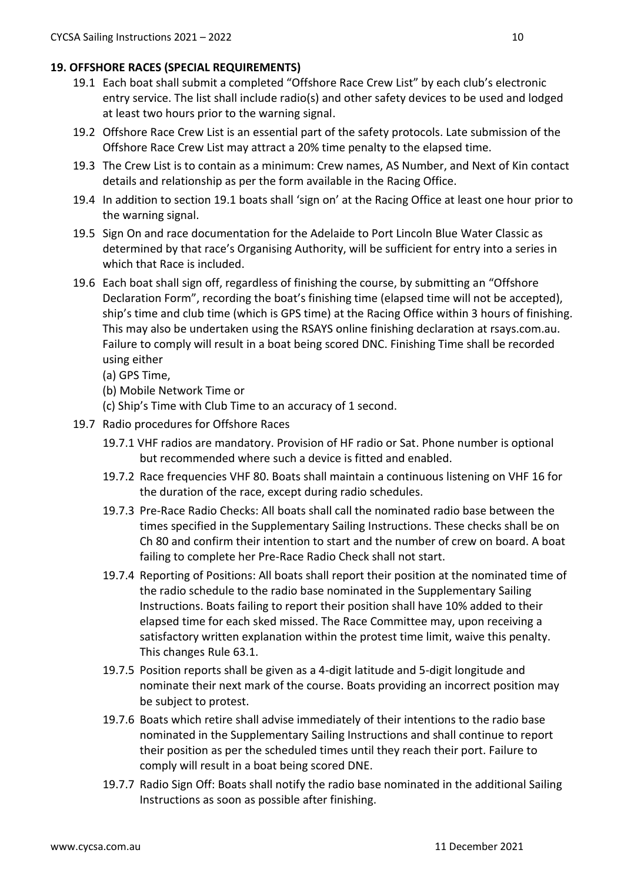## 19. OFFSHORE RACES (SPECIAL REQUIREMENTS)

19.1 Each boat shall submit a completed "Offshore Race Crew List" by each club's electronic entry service. The list shall include radio(s) and other safety devices to be used and lodged at least two hours prior to the warning signal.

19.2 Offshore Race Crew List is an essential part of the safety protocols. Late submission of the Offshore Race Crew List may attract a 20% time penalty to the elapsed time.

19.3 The Crew List is to contain as a minimum: Crew names, AS Number, and Next of Kin contact details and relationship as per the form available in the Racing Office.

19.4 In addition to section 19.1 boats shall 'sign on' at the Racing Office at least one hour prior to the warning signal.

19.5 Sign On and race documentation for the Adelaide to Port Lincoln Blue Water Classic as determined by that race's Organising Authority, will be sufficient for entry into a series in which that Race is included.

19.6 Each boat shall sign off, regardless of finishing the course, by submitting an "Offshore Declaration Form", recording the boat's finishing time (elapsed time will not be accepted), ship's time and club time (which is GPS time) at the Racing Office within 3 hours of finishing. This may also be undertaken using the RSAYS online finishing declaration at rsays.com.au. Failure to comply will result in a boat being scored DNC. Finishing Time shall be recorded using either

(a) GPS Time,
(b) Mobile Network Time or
(c) Ship's Time with Club Time to an accuracy of 1 second.

19.7 Radio procedures for Offshore Races

19.7.1 VHF radios are mandatory. Provision of HF radio or Sat. Phone number is optional but recommended where such a device is fitted and enabled.

19.7.2 Race frequencies VHF 80. Boats shall maintain a continuous listening on VHF 16 for the duration of the race, except during radio schedules.

19.7.3 Pre-Race Radio Checks: All boats shall call the nominated radio base between the times specified in the Supplementary Sailing Instructions. These checks shall be on Ch 80 and confirm their intention to start and the number of crew on board. A boat failing to complete her Pre-Race Radio Check shall not start.

19.7.4 Reporting of Positions: All boats shall report their position at the nominated time of the radio schedule to the radio base nominated in the Supplementary Sailing Instructions. Boats failing to report their position shall have 10% added to their elapsed time for each sked missed. The Race Committee may, upon receiving a satisfactory written explanation within the protest time limit, waive this penalty. This changes Rule 63.1.

19.7.5 Position reports shall be given as a 4-digit latitude and 5-digit longitude and nominate their next mark of the course. Boats providing an incorrect position may be subject to protest.

19.7.6 Boats which retire shall advise immediately of their intentions to the radio base nominated in the Supplementary Sailing Instructions and shall continue to report their position as per the scheduled times until they reach their port. Failure to comply will result in a boat being scored DNE.

19.7.7 Radio Sign Off: Boats shall notify the radio base nominated in the additional Sailing Instructions as soon as possible after finishing.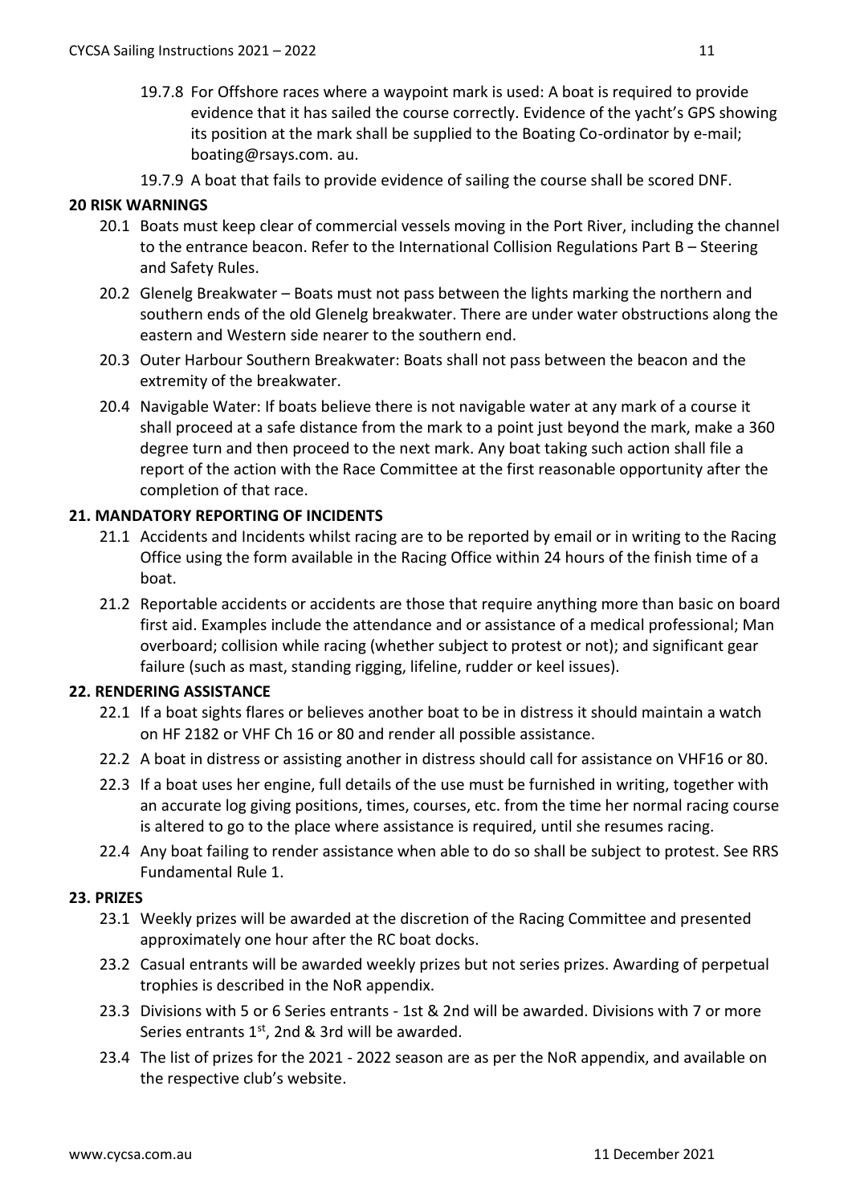19.7.8 For Offshore races where a waypoint mark is used: A boat is required to provide evidence that it has sailed the course correctly. Evidence of the yacht's GPS showing its position at the mark shall be supplied to the Boating Co-ordinator by e-mail; boating@rsays.com. au.

19.7.9 A boat that fails to provide evidence of sailing the course shall be scored DNF.

## 20 RISK WARNINGS

20.1 Boats must keep clear of commercial vessels moving in the Port River, including the channel to the entrance beacon. Refer to the International Collision Regulations Part B – Steering and Safety Rules.

20.2 Glenelg Breakwater – Boats must not pass between the lights marking the northern and southern ends of the old Glenelg breakwater. There are under water obstructions along the eastern and Western side nearer to the southern end.

20.3 Outer Harbour Southern Breakwater: Boats shall not pass between the beacon and the extremity of the breakwater.

20.4 Navigable Water: If boats believe there is not navigable water at any mark of a course it shall proceed at a safe distance from the mark to a point just beyond the mark, make a 360 degree turn and then proceed to the next mark. Any boat taking such action shall file a report of the action with the Race Committee at the first reasonable opportunity after the completion of that race.

## 21. MANDATORY REPORTING OF INCIDENTS

21.1 Accidents and Incidents whilst racing are to be reported by email or in writing to the Racing Office using the form available in the Racing Office within 24 hours of the finish time of a boat.

21.2 Reportable accidents or accidents are those that require anything more than basic on board first aid. Examples include the attendance and or assistance of a medical professional; Man overboard; collision while racing (whether subject to protest or not); and significant gear failure (such as mast, standing rigging, lifeline, rudder or keel issues).

## 22. RENDERING ASSISTANCE

22.1 If a boat sights flares or believes another boat to be in distress it should maintain a watch on HF 2182 or VHF Ch 16 or 80 and render all possible assistance.

22.2 A boat in distress or assisting another in distress should call for assistance on VHF16 or 80.

22.3 If a boat uses her engine, full details of the use must be furnished in writing, together with an accurate log giving positions, times, courses, etc. from the time her normal racing course is altered to go to the place where assistance is required, until she resumes racing.

22.4 Any boat failing to render assistance when able to do so shall be subject to protest. See RRS Fundamental Rule 1.

## 23. PRIZES

23.1 Weekly prizes will be awarded at the discretion of the Racing Committee and presented approximately one hour after the RC boat docks.

23.2 Casual entrants will be awarded weekly prizes but not series prizes. Awarding of perpetual trophies is described in the NoR appendix.

23.3 Divisions with 5 or 6 Series entrants - 1st & 2nd will be awarded. Divisions with 7 or more Series entrants 1st, 2nd & 3rd will be awarded.

23.4 The list of prizes for the 2021 - 2022 season are as per the NoR appendix, and available on the respective club's website.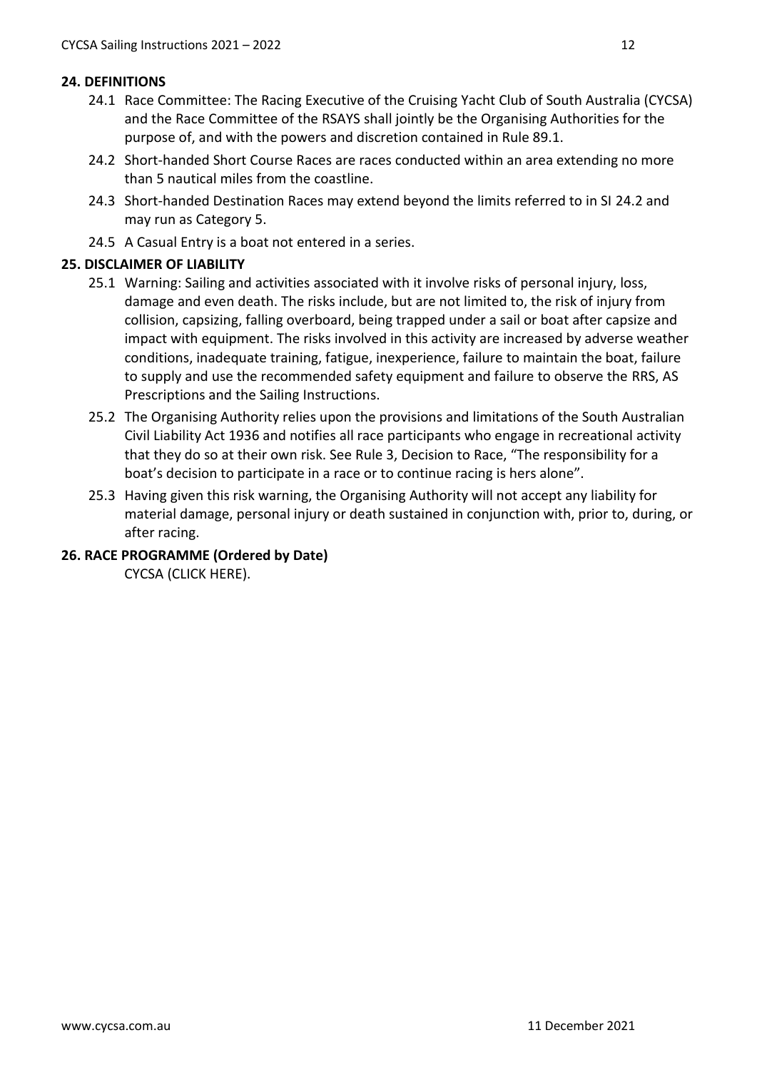## 24. DEFINITIONS

24.1 Race Committee: The Racing Executive of the Cruising Yacht Club of South Australia (CYCSA) and the Race Committee of the RSAYS shall jointly be the Organising Authorities for the purpose of, and with the powers and discretion contained in Rule 89.1.

24.2 Short-handed Short Course Races are races conducted within an area extending no more than 5 nautical miles from the coastline.

24.3 Short-handed Destination Races may extend beyond the limits referred to in SI 24.2 and may run as Category 5.

24.5 A Casual Entry is a boat not entered in a series.

## 25. DISCLAIMER OF LIABILITY

25.1 Warning: Sailing and activities associated with it involve risks of personal injury, loss, damage and even death. The risks include, but are not limited to, the risk of injury from collision, capsizing, falling overboard, being trapped under a sail or boat after capsize and impact with equipment. The risks involved in this activity are increased by adverse weather conditions, inadequate training, fatigue, inexperience, failure to maintain the boat, failure to supply and use the recommended safety equipment and failure to observe the RRS, AS Prescriptions and the Sailing Instructions.

25.2 The Organising Authority relies upon the provisions and limitations of the South Australian Civil Liability Act 1936 and notifies all race participants who engage in recreational activity that they do so at their own risk. See Rule 3, Decision to Race, "The responsibility for a boat's decision to participate in a race or to continue racing is hers alone".

25.3 Having given this risk warning, the Organising Authority will not accept any liability for material damage, personal injury or death sustained in conjunction with, prior to, during, or after racing.

## 26. RACE PROGRAMME (Ordered by Date)

CYCSA (CLICK HERE).